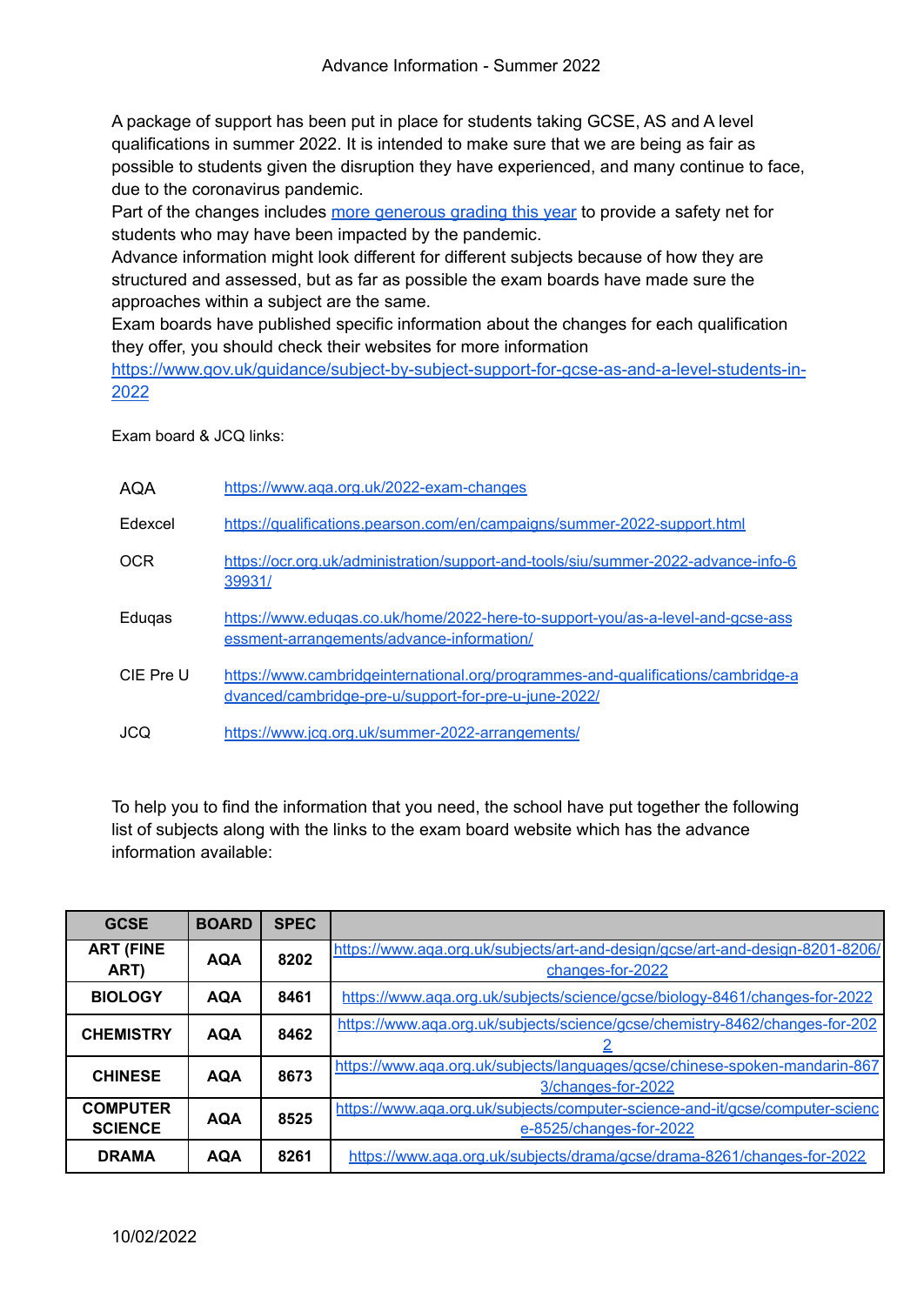# Advance Information - Summer 2022

A package of support has been put in place for students taking GCSE, AS and A level qualifications in summer 2022. It is intended to make sure that we are being as fair as possible to students given the disruption they have experienced, and many continue to face, due to the coronavirus pandemic.

Part of the changes includes more generous grading this year to provide a safety net for students who may have been impacted by the pandemic.

Advance information might look different for different subjects because of how they are structured and assessed, but as far as possible the exam boards have made sure the approaches within a subject are the same.

Exam boards have published specific information about the changes for each qualification they offer, you should check their websites for more information https://www.gov.uk/guidance/subject-by-subject-support-for-gcse-as-and-a-level-students-in-2022

Exam board & JCQ links:

| | |
|---|---|
| AQA | https://www.aqa.org.uk/2022-exam-changes |
| Edexcel | https://qualifications.pearson.com/en/campaigns/summer-2022-support.html |
| OCR | https://ocr.org.uk/administration/support-and-tools/siu/summer-2022-advance-info-639931/ |
| Eduqas | https://www.eduqas.co.uk/home/2022-here-to-support-you/as-a-level-and-gcse-assessment-arrangements/advance-information/ |
| CIE Pre U | https://www.cambridgeinternational.org/programmes-and-qualifications/cambridge-advanced/cambridge-pre-u/support-for-pre-u-june-2022/ |
| JCQ | https://www.jcq.org.uk/summer-2022-arrangements/ |

To help you to find the information that you need, the school have put together the following list of subjects along with the links to the exam board website which has the advance information available:

| GCSE | BOARD | SPEC | |
|---|---|---|---|
| ART (FINE ART) | AQA | 8202 | https://www.aqa.org.uk/subjects/art-and-design/gcse/art-and-design-8201-8206/changes-for-2022 |
| BIOLOGY | AQA | 8461 | https://www.aqa.org.uk/subjects/science/gcse/biology-8461/changes-for-2022 |
| CHEMISTRY | AQA | 8462 | https://www.aqa.org.uk/subjects/science/gcse/chemistry-8462/changes-for-2022 |
| CHINESE | AQA | 8673 | https://www.aqa.org.uk/subjects/languages/gcse/chinese-spoken-mandarin-8673/changes-for-2022 |
| COMPUTER SCIENCE | AQA | 8525 | https://www.aqa.org.uk/subjects/computer-science-and-it/gcse/computer-science-8525/changes-for-2022 |
| DRAMA | AQA | 8261 | https://www.aqa.org.uk/subjects/drama/gcse/drama-8261/changes-for-2022 |

10/02/2022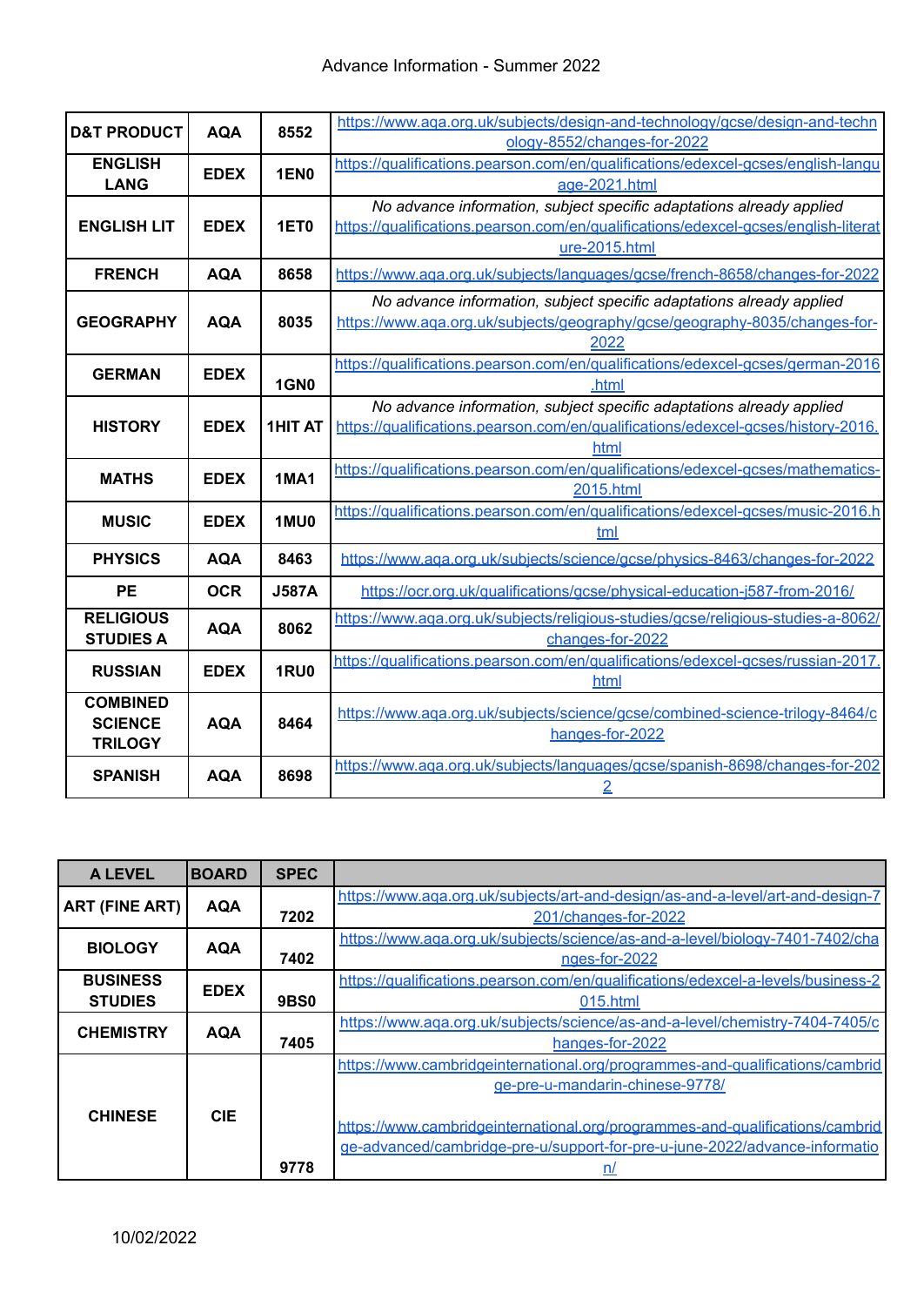Advance Information - Summer 2022

| | | | |
|---|---|---|---|
| **D&T PRODUCT** | **AQA** | **8552** | https://www.aqa.org.uk/subjects/design-and-technology/gcse/design-and-technology-8552/changes-for-2022 |
| **ENGLISH LANG** | **EDEX** | **1EN0** | https://qualifications.pearson.com/en/qualifications/edexcel-gcses/english-language-2021.html |
| **ENGLISH LIT** | **EDEX** | **1ET0** | *No advance information, subject specific adaptations already applied* https://qualifications.pearson.com/en/qualifications/edexcel-gcses/english-literature-2015.html |
| **FRENCH** | **AQA** | **8658** | https://www.aqa.org.uk/subjects/languages/gcse/french-8658/changes-for-2022 |
| **GEOGRAPHY** | **AQA** | **8035** | *No advance information, subject specific adaptations already applied* https://www.aqa.org.uk/subjects/geography/gcse/geography-8035/changes-for-2022 |
| **GERMAN** | **EDEX** | **1GN0** | https://qualifications.pearson.com/en/qualifications/edexcel-gcses/german-2016.html |
| **HISTORY** | **EDEX** | **1HIT AT** | *No advance information, subject specific adaptations already applied* https://qualifications.pearson.com/en/qualifications/edexcel-gcses/history-2016.html |
| **MATHS** | **EDEX** | **1MA1** | https://qualifications.pearson.com/en/qualifications/edexcel-gcses/mathematics-2015.html |
| **MUSIC** | **EDEX** | **1MU0** | https://qualifications.pearson.com/en/qualifications/edexcel-gcses/music-2016.html |
| **PHYSICS** | **AQA** | **8463** | https://www.aqa.org.uk/subjects/science/gcse/physics-8463/changes-for-2022 |
| **PE** | **OCR** | **J587A** | https://ocr.org.uk/qualifications/gcse/physical-education-j587-from-2016/ |
| **RELIGIOUS STUDIES A** | **AQA** | **8062** | https://www.aqa.org.uk/subjects/religious-studies/gcse/religious-studies-a-8062/changes-for-2022 |
| **RUSSIAN** | **EDEX** | **1RU0** | https://qualifications.pearson.com/en/qualifications/edexcel-gcses/russian-2017.html |
| **COMBINED SCIENCE TRILOGY** | **AQA** | **8464** | https://www.aqa.org.uk/subjects/science/gcse/combined-science-trilogy-8464/changes-for-2022 |
| **SPANISH** | **AQA** | **8698** | https://www.aqa.org.uk/subjects/languages/gcse/spanish-8698/changes-for-2022 |

| A LEVEL | BOARD | SPEC | |
|---|---|---|---|
| **ART (FINE ART)** | **AQA** | **7202** | https://www.aqa.org.uk/subjects/art-and-design/as-and-a-level/art-and-design-7201/changes-for-2022 |
| **BIOLOGY** | **AQA** | **7402** | https://www.aqa.org.uk/subjects/science/as-and-a-level/biology-7401-7402/changes-for-2022 |
| **BUSINESS STUDIES** | **EDEX** | **9BS0** | https://qualifications.pearson.com/en/qualifications/edexcel-a-levels/business-2015.html |
| **CHEMISTRY** | **AQA** | **7405** | https://www.aqa.org.uk/subjects/science/as-and-a-level/chemistry-7404-7405/changes-for-2022 |
| **CHINESE** | **CIE** | **9778** | https://www.cambridgeinternational.org/programmes-and-qualifications/cambridge-pre-u-mandarin-chinese-9778/ https://www.cambridgeinternational.org/programmes-and-qualifications/cambridge-advanced/cambridge-pre-u/support-for-pre-u-june-2022/advance-information/ |

10/02/2022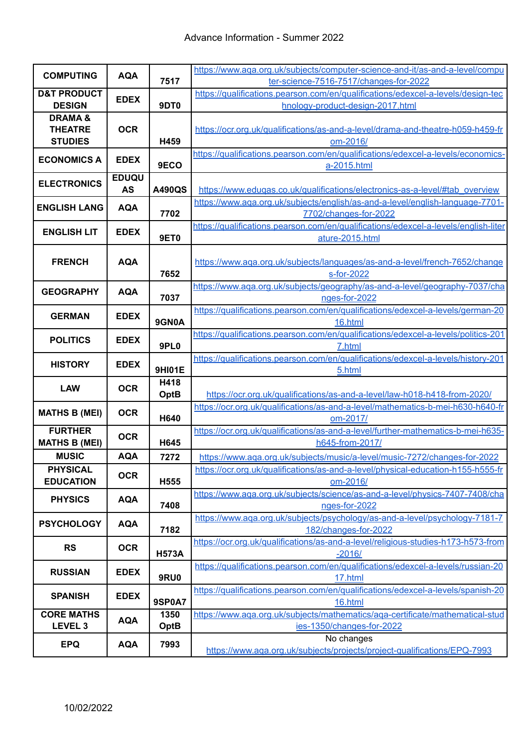Advance Information - Summer 2022

| | | | |
|---|---|---|---|
| **COMPUTING** | **AQA** | **7517** | https://www.aqa.org.uk/subjects/computer-science-and-it/as-and-a-level/computer-science-7516-7517/changes-for-2022 |
| **D&T PRODUCT DESIGN** | **EDEX** | **9DT0** | https://qualifications.pearson.com/en/qualifications/edexcel-a-levels/design-technology-product-design-2017.html |
| **DRAMA & THEATRE STUDIES** | **OCR** | **H459** | https://ocr.org.uk/qualifications/as-and-a-level/drama-and-theatre-h059-h459-from-2016/ |
| **ECONOMICS A** | **EDEX** | **9ECO** | https://qualifications.pearson.com/en/qualifications/edexcel-a-levels/economics-a-2015.html |
| **ELECTRONICS** | **EDUQUAS** | **A490QS** | https://www.eduqas.co.uk/qualifications/electronics-as-a-level/#tab_overview |
| **ENGLISH LANG** | **AQA** | **7702** | https://www.aqa.org.uk/subjects/english/as-and-a-level/english-language-7701-7702/changes-for-2022 |
| **ENGLISH LIT** | **EDEX** | **9ET0** | https://qualifications.pearson.com/en/qualifications/edexcel-a-levels/english-literature-2015.html |
| **FRENCH** | **AQA** | **7652** | https://www.aqa.org.uk/subjects/languages/as-and-a-level/french-7652/changes-for-2022 |
| **GEOGRAPHY** | **AQA** | **7037** | https://www.aqa.org.uk/subjects/geography/as-and-a-level/geography-7037/changes-for-2022 |
| **GERMAN** | **EDEX** | **9GN0A** | https://qualifications.pearson.com/en/qualifications/edexcel-a-levels/german-2016.html |
| **POLITICS** | **EDEX** | **9PL0** | https://qualifications.pearson.com/en/qualifications/edexcel-a-levels/politics-2017.html |
| **HISTORY** | **EDEX** | **9HI01E** | https://qualifications.pearson.com/en/qualifications/edexcel-a-levels/history-2015.html |
| **LAW** | **OCR** | **H418 OptB** | https://ocr.org.uk/qualifications/as-and-a-level/law-h018-h418-from-2020/ |
| **MATHS B (MEI)** | **OCR** | **H640** | https://ocr.org.uk/qualifications/as-and-a-level/mathematics-b-mei-h630-h640-from-2017/ |
| **FURTHER MATHS B (MEI)** | **OCR** | **H645** | https://ocr.org.uk/qualifications/as-and-a-level/further-mathematics-b-mei-h635-h645-from-2017/ |
| **MUSIC** | **AQA** | **7272** | https://www.aqa.org.uk/subjects/music/a-level/music-7272/changes-for-2022 |
| **PHYSICAL EDUCATION** | **OCR** | **H555** | https://ocr.org.uk/qualifications/as-and-a-level/physical-education-h155-h555-from-2016/ |
| **PHYSICS** | **AQA** | **7408** | https://www.aqa.org.uk/subjects/science/as-and-a-level/physics-7407-7408/changes-for-2022 |
| **PSYCHOLOGY** | **AQA** | **7182** | https://www.aqa.org.uk/subjects/psychology/as-and-a-level/psychology-7181-7182/changes-for-2022 |
| **RS** | **OCR** | **H573A** | https://ocr.org.uk/qualifications/as-and-a-level/religious-studies-h173-h573-from-2016/ |
| **RUSSIAN** | **EDEX** | **9RU0** | https://qualifications.pearson.com/en/qualifications/edexcel-a-levels/russian-2017.html |
| **SPANISH** | **EDEX** | **9SP0A7** | https://qualifications.pearson.com/en/qualifications/edexcel-a-levels/spanish-2016.html |
| **CORE MATHS LEVEL 3** | **AQA** | **1350 OptB** | https://www.aqa.org.uk/subjects/mathematics/aqa-certificate/mathematical-studies-1350/changes-for-2022 |
| **EPQ** | **AQA** | **7993** | No changes https://www.aqa.org.uk/subjects/projects/project-qualifications/EPQ-7993 |

10/02/2022